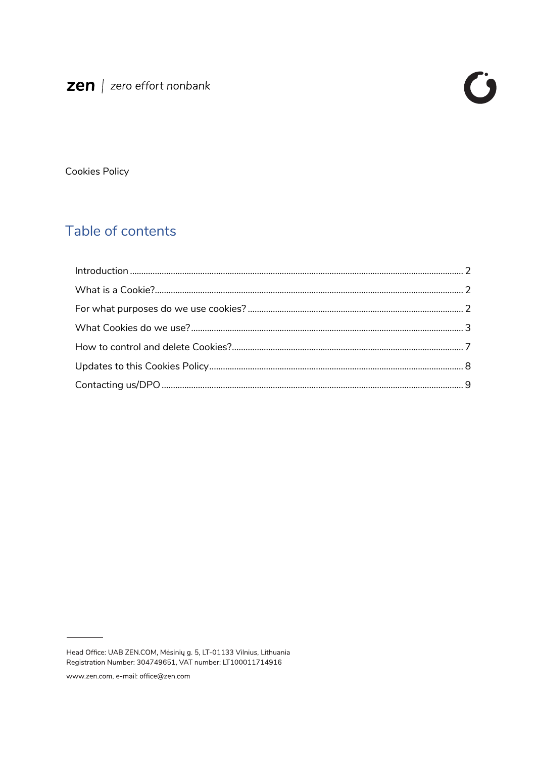zen | zero effort nonbank

Cookies Policy

## Table of contents

Introduction ........................................................................................................................... 2

What is a Cookie? .................................................................................................................. 2

For what purposes do we use cookies? ................................................................................ 2

What Cookies do we use? ..................................................................................................... 3

How to control and delete Cookies? ...................................................................................... 7

Updates to this Cookies Policy ............................................................................................... 8

Contacting us/DPO ................................................................................................................ 9

Head Office: UAB ZEN.COM, Mėsinių g. 5, LT-01133 Vilnius, Lithuania
Registration Number: 304749651, VAT number: LT100011714916

www.zen.com, e-mail: office@zen.com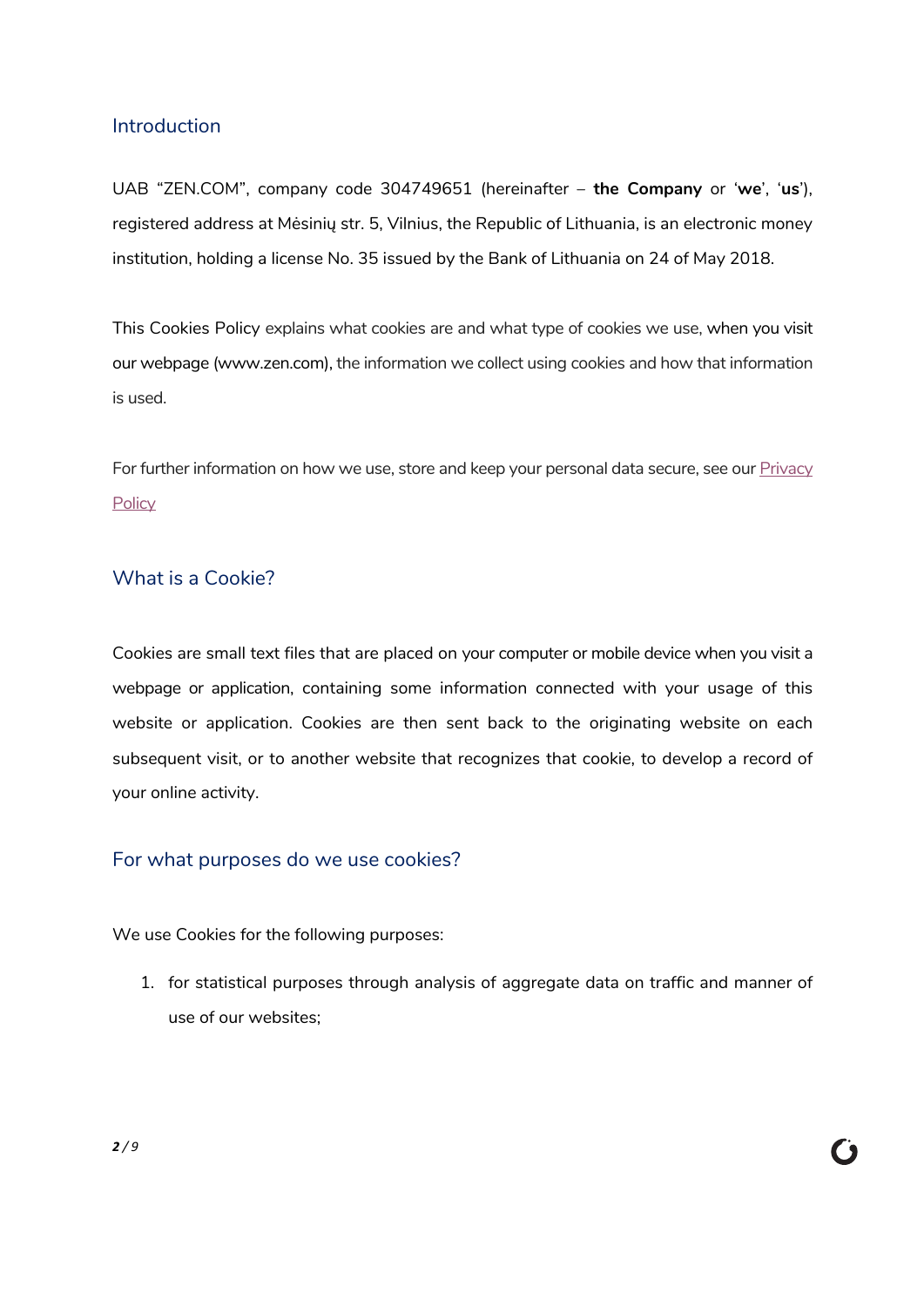## Introduction

UAB "ZEN.COM", company code 304749651 (hereinafter – **the Company** or '**we**', '**us**'), registered address at Mėsinių str. 5, Vilnius, the Republic of Lithuania, is an electronic money institution, holding a license No. 35 issued by the Bank of Lithuania on 24 of May 2018.

This Cookies Policy explains what cookies are and what type of cookies we use, when you visit our webpage (www.zen.com), the information we collect using cookies and how that information is used.

For further information on how we use, store and keep your personal data secure, see our Privacy Policy

## What is a Cookie?

Cookies are small text files that are placed on your computer or mobile device when you visit a webpage or application, containing some information connected with your usage of this website or application. Cookies are then sent back to the originating website on each subsequent visit, or to another website that recognizes that cookie, to develop a record of your online activity.

## For what purposes do we use cookies?

We use Cookies for the following purposes:

1. for statistical purposes through analysis of aggregate data on traffic and manner of use of our websites;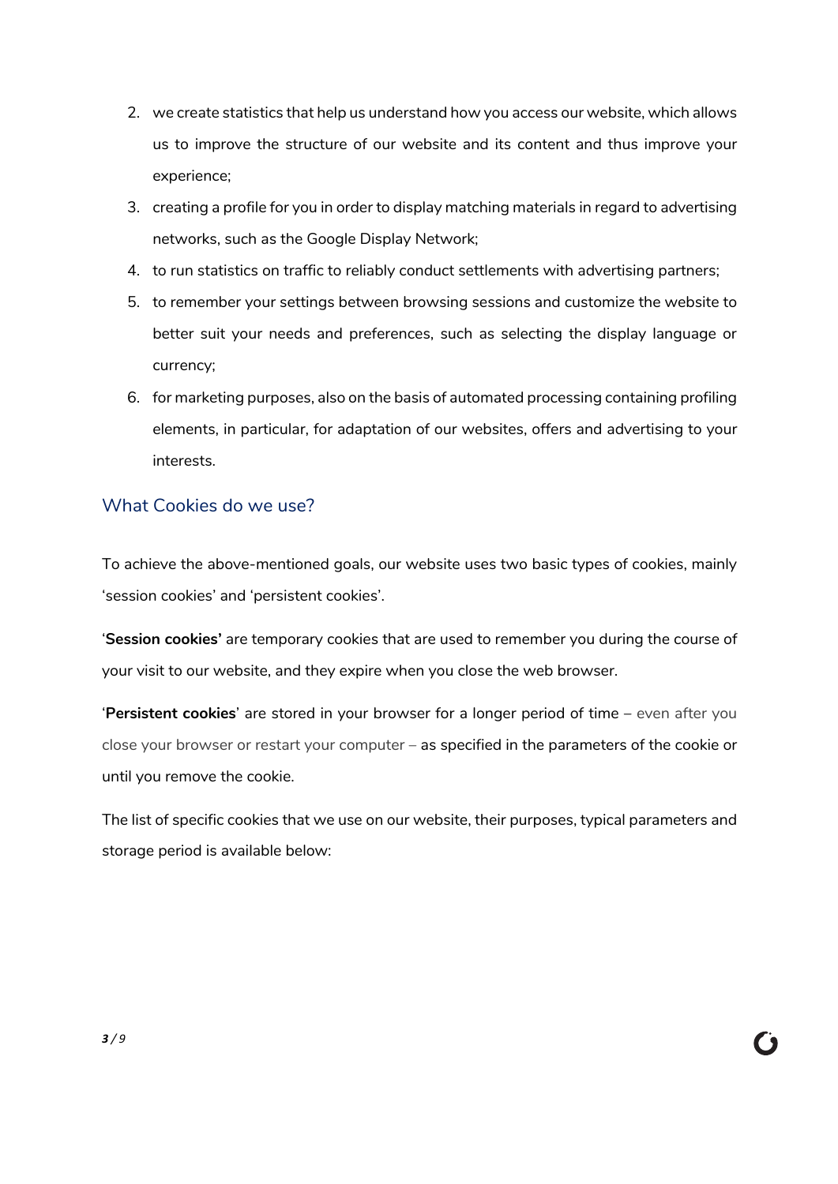2. we create statistics that help us understand how you access our website, which allows us to improve the structure of our website and its content and thus improve your experience;
3. creating a profile for you in order to display matching materials in regard to advertising networks, such as the Google Display Network;
4. to run statistics on traffic to reliably conduct settlements with advertising partners;
5. to remember your settings between browsing sessions and customize the website to better suit your needs and preferences, such as selecting the display language or currency;
6. for marketing purposes, also on the basis of automated processing containing profiling elements, in particular, for adaptation of our websites, offers and advertising to your interests.

## What Cookies do we use?

To achieve the above-mentioned goals, our website uses two basic types of cookies, mainly 'session cookies' and 'persistent cookies'.

'**Session cookies'** are temporary cookies that are used to remember you during the course of your visit to our website, and they expire when you close the web browser.

'**Persistent cookies**' are stored in your browser for a longer period of time – even after you close your browser or restart your computer – as specified in the parameters of the cookie or until you remove the cookie.

The list of specific cookies that we use on our website, their purposes, typical parameters and storage period is available below: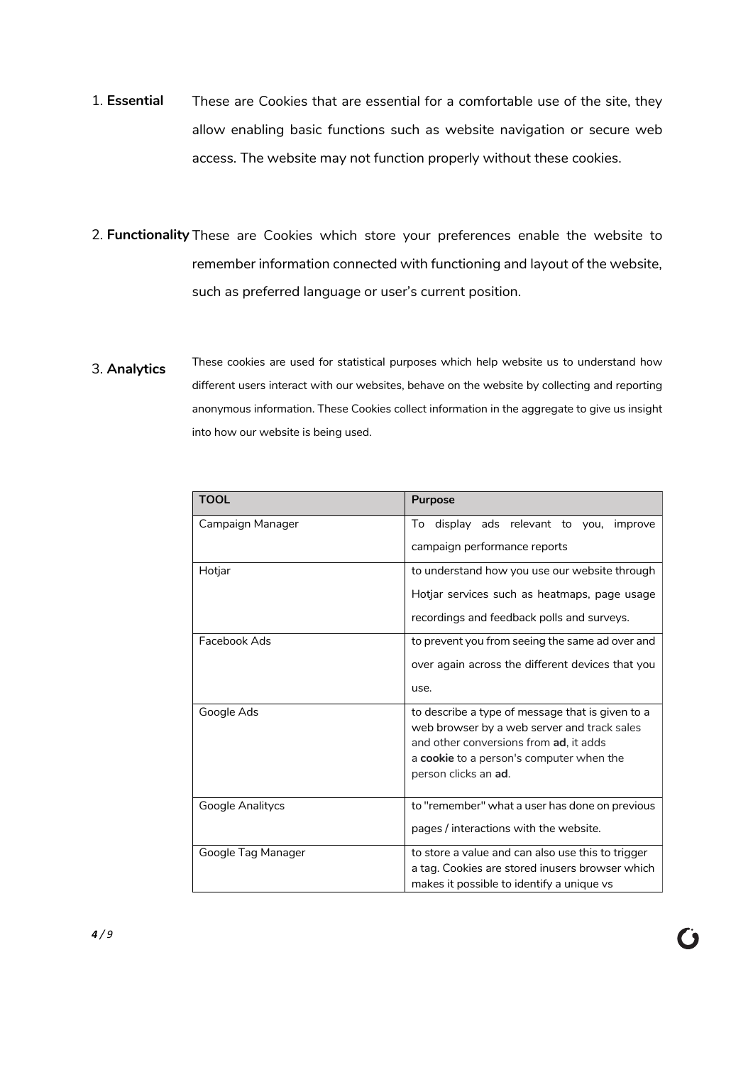1. **Essential** These are Cookies that are essential for a comfortable use of the site, they allow enabling basic functions such as website navigation or secure web access. The website may not function properly without these cookies.

2. **Functionality** These are Cookies which store your preferences enable the website to remember information connected with functioning and layout of the website, such as preferred language or user's current position.

3. **Analytics** These cookies are used for statistical purposes which help website us to understand how different users interact with our websites, behave on the website by collecting and reporting anonymous information. These Cookies collect information in the aggregate to give us insight into how our website is being used.

| **TOOL** | **Purpose** |
|---|---|
| Campaign Manager | To display ads relevant to you, improve campaign performance reports |
| Hotjar | to understand how you use our website through Hotjar services such as heatmaps, page usage recordings and feedback polls and surveys. |
| Facebook Ads | to prevent you from seeing the same ad over and over again across the different devices that you use. |
| Google Ads | to describe a type of message that is given to a web browser by a web server and track sales and other conversions from **ad**, it adds a **cookie** to a person's computer when the person clicks an **ad**. |
| Google Analitycs | to "remember" what a user has done on previous pages / interactions with the website. |
| Google Tag Manager | to store a value and can also use this to trigger a tag. Cookies are stored inusers browser which makes it possible to identify a unique vs |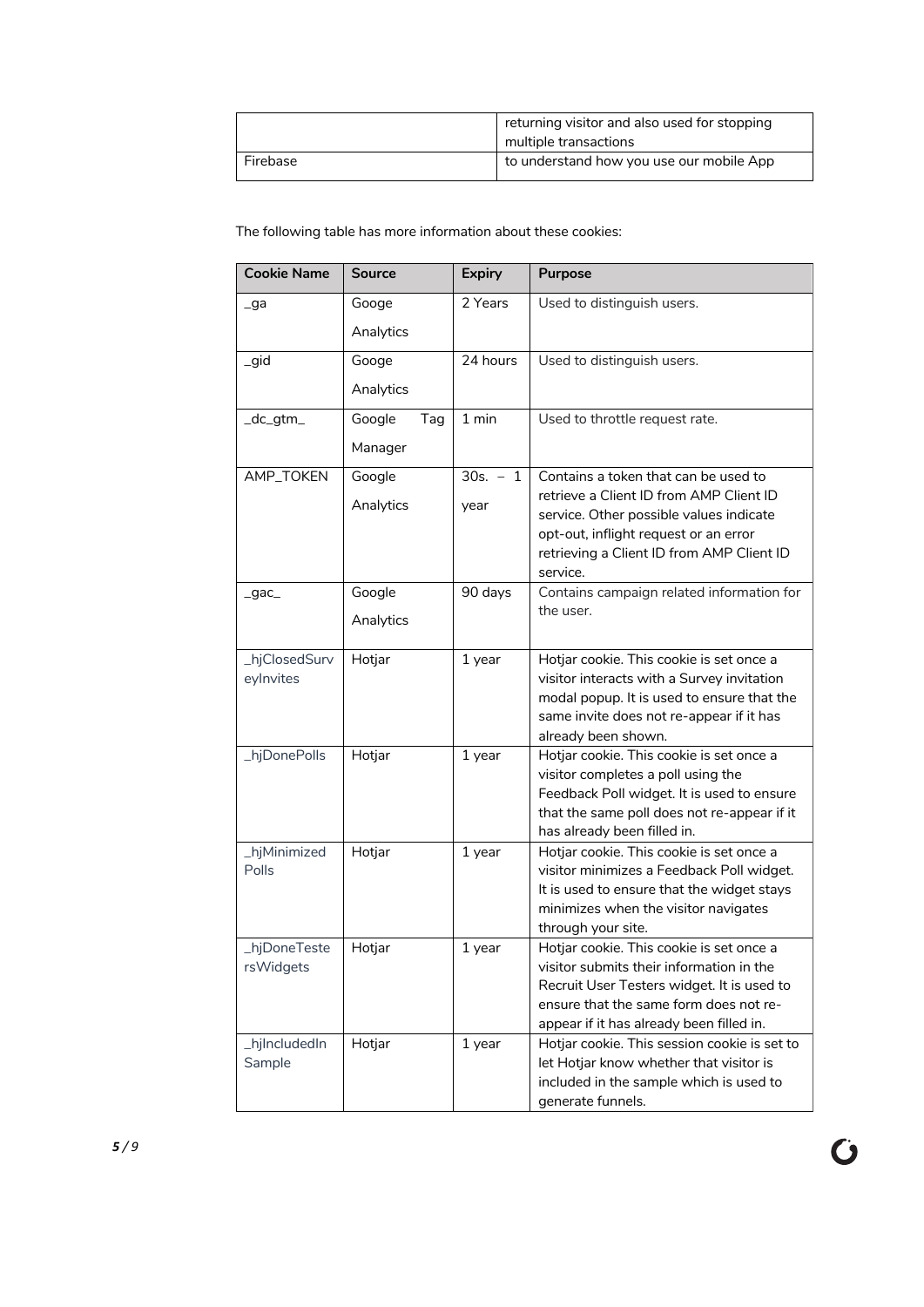|  | returning visitor and also used for stopping multiple transactions |
| --- | --- |
| Firebase | to understand how you use our mobile App |

The following table has more information about these cookies:

| Cookie Name | Source | Expiry | Purpose |
| --- | --- | --- | --- |
| _ga | Googe Analytics | 2 Years | Used to distinguish users. |
| _gid | Googe Analytics | 24 hours | Used to distinguish users. |
| _dc_gtm_ | Google Tag Manager | 1 min | Used to throttle request rate. |
| AMP_TOKEN | Google Analytics | 30s. – 1 year | Contains a token that can be used to retrieve a Client ID from AMP Client ID service. Other possible values indicate opt-out, inflight request or an error retrieving a Client ID from AMP Client ID service. |
| _gac_ | Google Analytics | 90 days | Contains campaign related information for the user. |
| _hjClosedSurveyInvites | Hotjar | 1 year | Hotjar cookie. This cookie is set once a visitor interacts with a Survey invitation modal popup. It is used to ensure that the same invite does not re-appear if it has already been shown. |
| _hjDonePolls | Hotjar | 1 year | Hotjar cookie. This cookie is set once a visitor completes a poll using the Feedback Poll widget. It is used to ensure that the same poll does not re-appear if it has already been filled in. |
| _hjMinimizedPolls | Hotjar | 1 year | Hotjar cookie. This cookie is set once a visitor minimizes a Feedback Poll widget. It is used to ensure that the widget stays minimizes when the visitor navigates through your site. |
| _hjDoneTestersWidgets | Hotjar | 1 year | Hotjar cookie. This cookie is set once a visitor submits their information in the Recruit User Testers widget. It is used to ensure that the same form does not re-appear if it has already been filled in. |
| _hjIncludedInSample | Hotjar | 1 year | Hotjar cookie. This session cookie is set to let Hotjar know whether that visitor is included in the sample which is used to generate funnels. |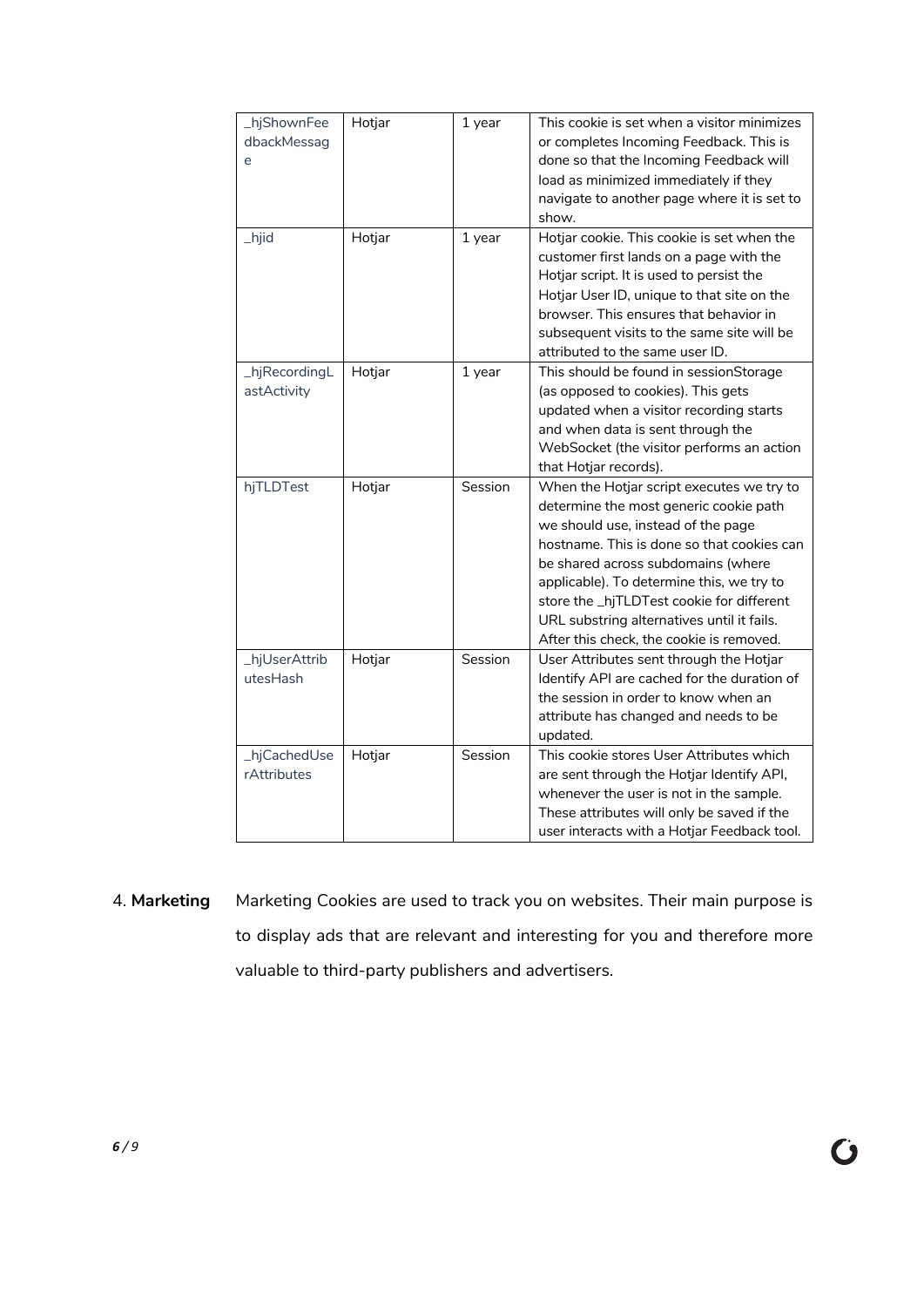| _hjShownFeedbackMessage | Hotjar | 1 year | This cookie is set when a visitor minimizes or completes Incoming Feedback. This is done so that the Incoming Feedback will load as minimized immediately if they navigate to another page where it is set to show. |
|---|---|---|---|
| _hjid | Hotjar | 1 year | Hotjar cookie. This cookie is set when the customer first lands on a page with the Hotjar script. It is used to persist the Hotjar User ID, unique to that site on the browser. This ensures that behavior in subsequent visits to the same site will be attributed to the same user ID. |
| _hjRecordingLastActivity | Hotjar | 1 year | This should be found in sessionStorage (as opposed to cookies). This gets updated when a visitor recording starts and when data is sent through the WebSocket (the visitor performs an action that Hotjar records). |
| hjTLDTest | Hotjar | Session | When the Hotjar script executes we try to determine the most generic cookie path we should use, instead of the page hostname. This is done so that cookies can be shared across subdomains (where applicable). To determine this, we try to store the _hjTLDTest cookie for different URL substring alternatives until it fails. After this check, the cookie is removed. |
| _hjUserAttributesHash | Hotjar | Session | User Attributes sent through the Hotjar Identify API are cached for the duration of the session in order to know when an attribute has changed and needs to be updated. |
| _hjCachedUserAttributes | Hotjar | Session | This cookie stores User Attributes which are sent through the Hotjar Identify API, whenever the user is not in the sample. These attributes will only be saved if the user interacts with a Hotjar Feedback tool. |

4. **Marketing** Marketing Cookies are used to track you on websites. Their main purpose is to display ads that are relevant and interesting for you and therefore more valuable to third-party publishers and advertisers.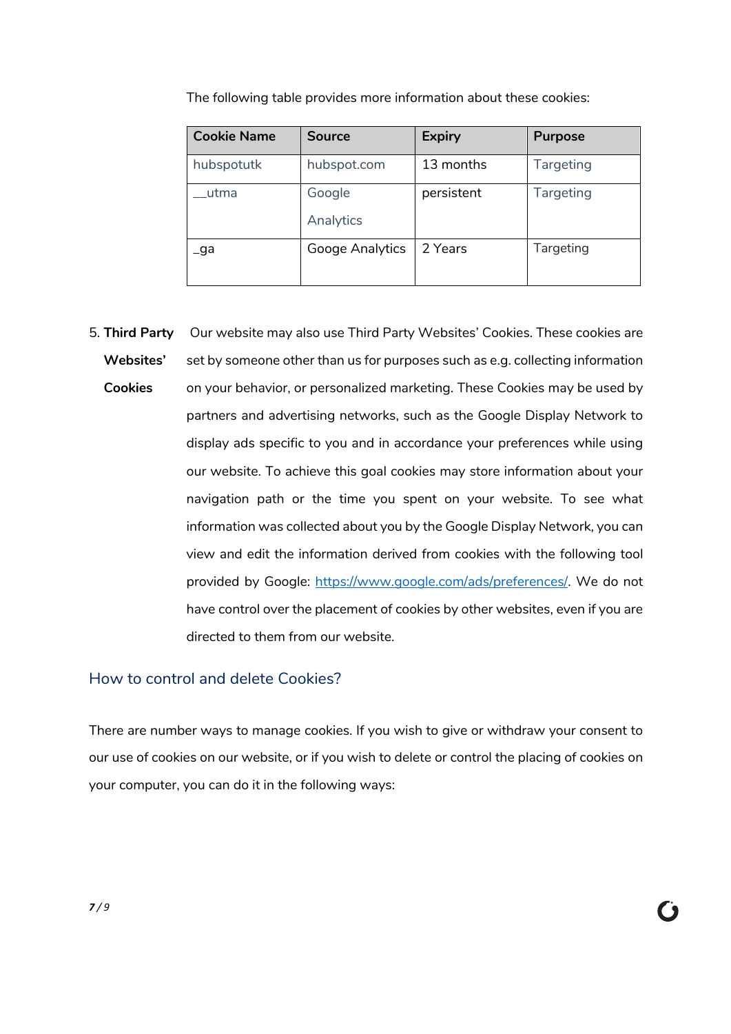The following table provides more information about these cookies:

| Cookie Name | Source | Expiry | Purpose |
| --- | --- | --- | --- |
| hubspotutk | hubspot.com | 13 months | Targeting |
| __utma | Google Analytics | persistent | Targeting |
| _ga | Googe Analytics | 2 Years | Targeting |

5. **Third Party Websites' Cookies** Our website may also use Third Party Websites' Cookies. These cookies are set by someone other than us for purposes such as e.g. collecting information on your behavior, or personalized marketing. These Cookies may be used by partners and advertising networks, such as the Google Display Network to display ads specific to you and in accordance your preferences while using our website. To achieve this goal cookies may store information about your navigation path or the time you spent on your website. To see what information was collected about you by the Google Display Network, you can view and edit the information derived from cookies with the following tool provided by Google: [https://www.google.com/ads/preferences/](https://www.google.com/ads/preferences/). We do not have control over the placement of cookies by other websites, even if you are directed to them from our website.

## How to control and delete Cookies?

There are number ways to manage cookies. If you wish to give or withdraw your consent to our use of cookies on our website, or if you wish to delete or control the placing of cookies on your computer, you can do it in the following ways: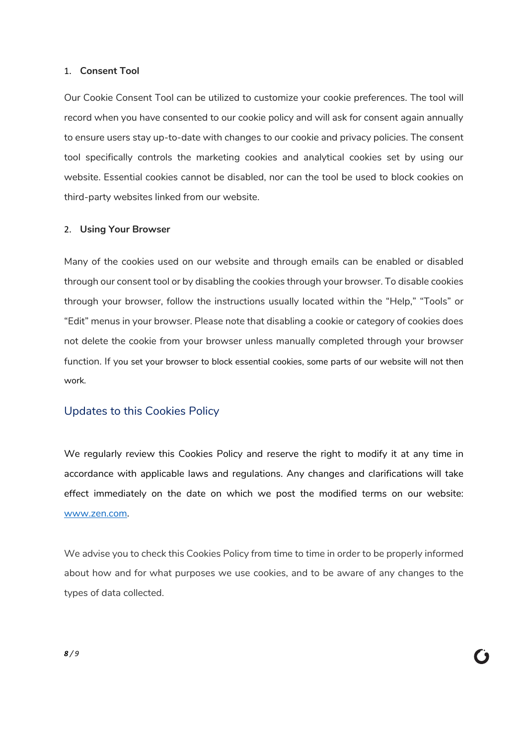1. **Consent Tool**

Our Cookie Consent Tool can be utilized to customize your cookie preferences. The tool will record when you have consented to our cookie policy and will ask for consent again annually to ensure users stay up-to-date with changes to our cookie and privacy policies. The consent tool specifically controls the marketing cookies and analytical cookies set by using our website. Essential cookies cannot be disabled, nor can the tool be used to block cookies on third-party websites linked from our website.

2. **Using Your Browser**

Many of the cookies used on our website and through emails can be enabled or disabled through our consent tool or by disabling the cookies through your browser. To disable cookies through your browser, follow the instructions usually located within the "Help," "Tools" or "Edit" menus in your browser. Please note that disabling a cookie or category of cookies does not delete the cookie from your browser unless manually completed through your browser function. If you set your browser to block essential cookies, some parts of our website will not then work.

## Updates to this Cookies Policy

We regularly review this Cookies Policy and reserve the right to modify it at any time in accordance with applicable laws and regulations. Any changes and clarifications will take effect immediately on the date on which we post the modified terms on our website: [www.zen.com](http://www.zen.com).

We advise you to check this Cookies Policy from time to time in order to be properly informed about how and for what purposes we use cookies, and to be aware of any changes to the types of data collected.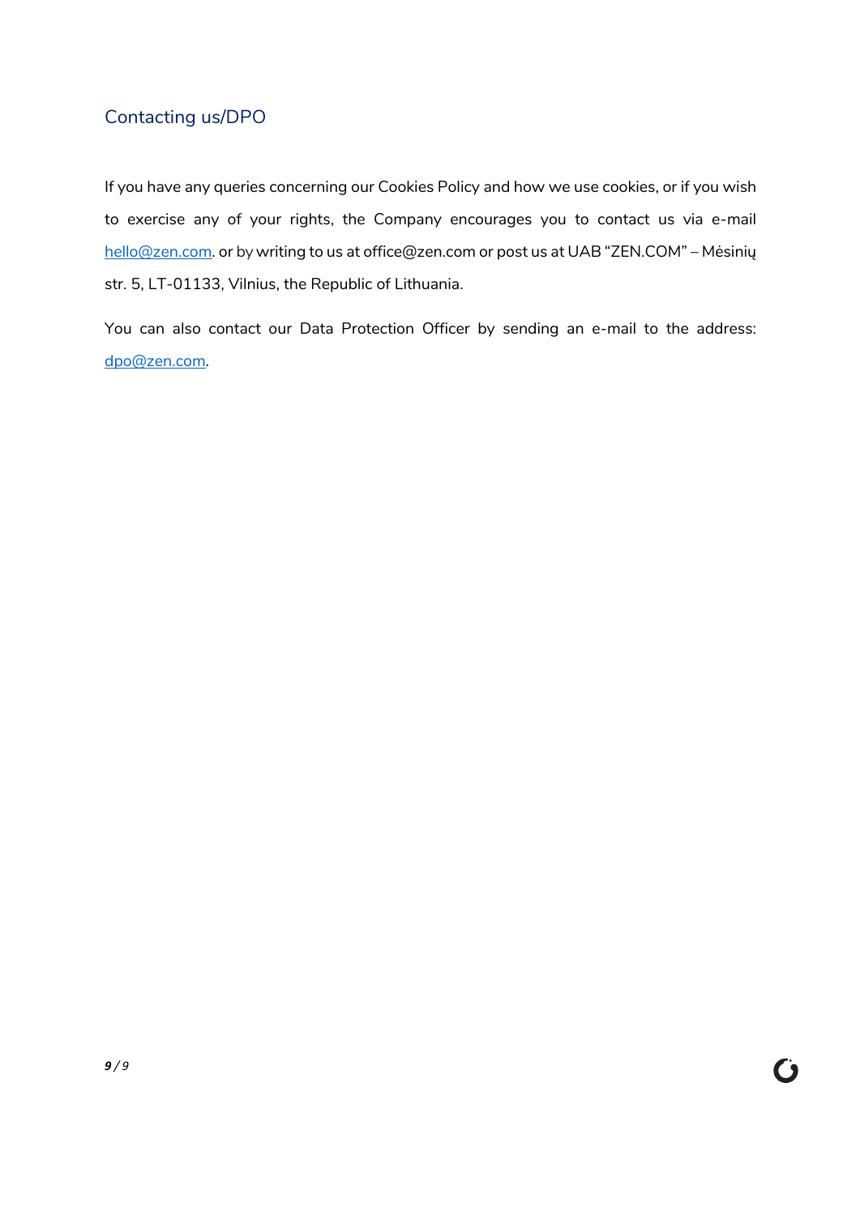## Contacting us/DPO

If you have any queries concerning our Cookies Policy and how we use cookies, or if you wish to exercise any of your rights, the Company encourages you to contact us via e-mail hello@zen.com. or by writing to us at office@zen.com or post us at UAB "ZEN.COM" – Mėsinių str. 5, LT-01133, Vilnius, the Republic of Lithuania.

You can also contact our Data Protection Officer by sending an e-mail to the address: dpo@zen.com.